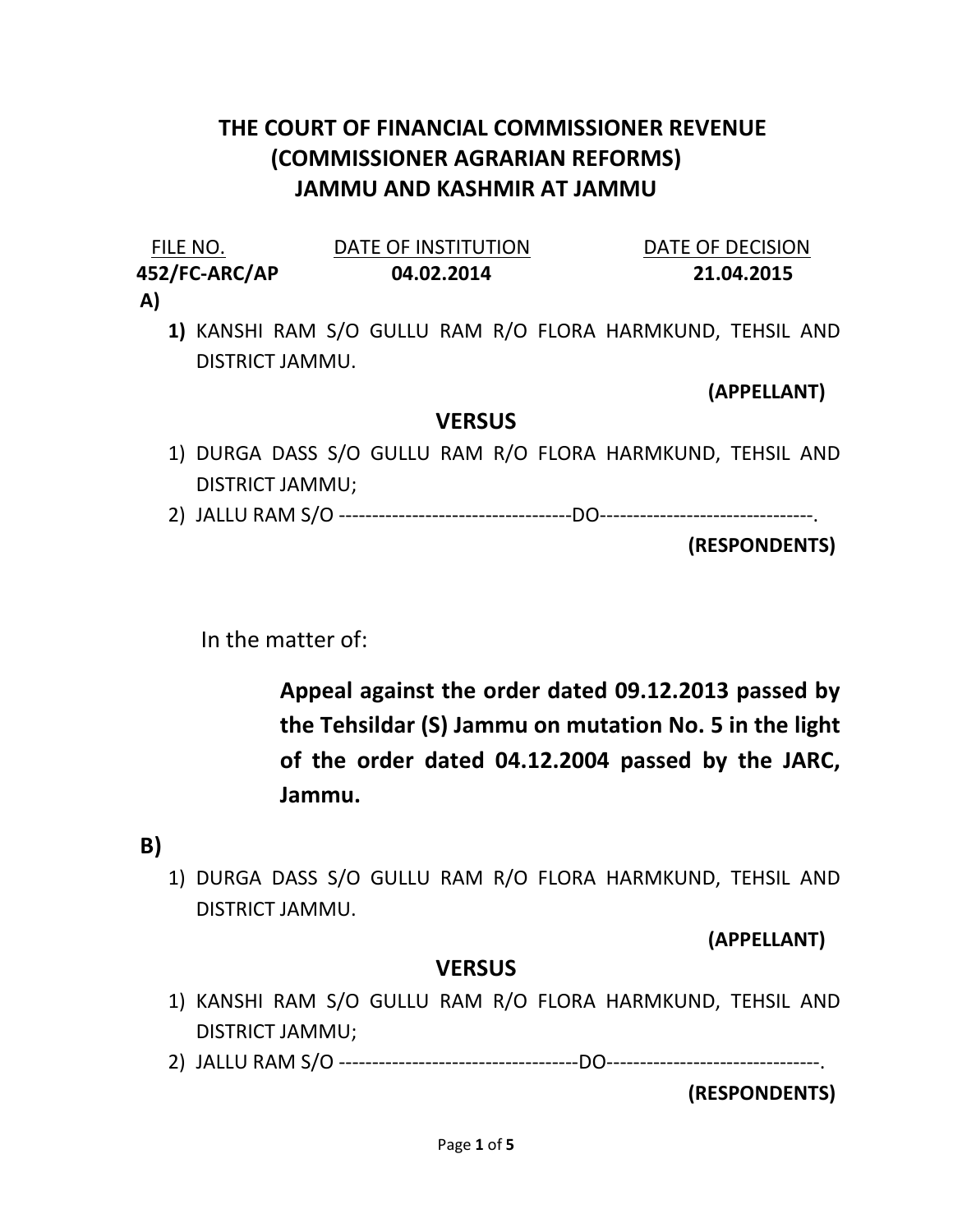# THE COURT OF FINANCIAL COMMISSIONER REVENUE (COMMISSIONER AGRARIAN REFORMS) JAMMU AND KASHMIR AT JAMMU

| FILE NO. | DATE OF INSTITUTION | DATE OF DECISION |
|---|---|---|
| **452/FC-ARC/AP** | **04.02.2014** | **21.04.2015** |

**A)**

**1)** KANSHI RAM S/O GULLU RAM R/O FLORA HARMKUND, TEHSIL AND DISTRICT JAMMU.

**(APPELLANT)**

**VERSUS**

1) DURGA DASS S/O GULLU RAM R/O FLORA HARMKUND, TEHSIL AND DISTRICT JAMMU;
2) JALLU RAM S/O -----------------------------------DO--------------------------------.

**(RESPONDENTS)**

In the matter of:

> **Appeal against the order dated 09.12.2013 passed by the Tehsildar (S) Jammu on mutation No. 5 in the light of the order dated 04.12.2004 passed by the JARC, Jammu.**

**B)**

1) DURGA DASS S/O GULLU RAM R/O FLORA HARMKUND, TEHSIL AND DISTRICT JAMMU.

**(APPELLANT)**

**VERSUS**

1) KANSHI RAM S/O GULLU RAM R/O FLORA HARMKUND, TEHSIL AND DISTRICT JAMMU;
2) JALLU RAM S/O ------------------------------------DO--------------------------------.

**(RESPONDENTS)**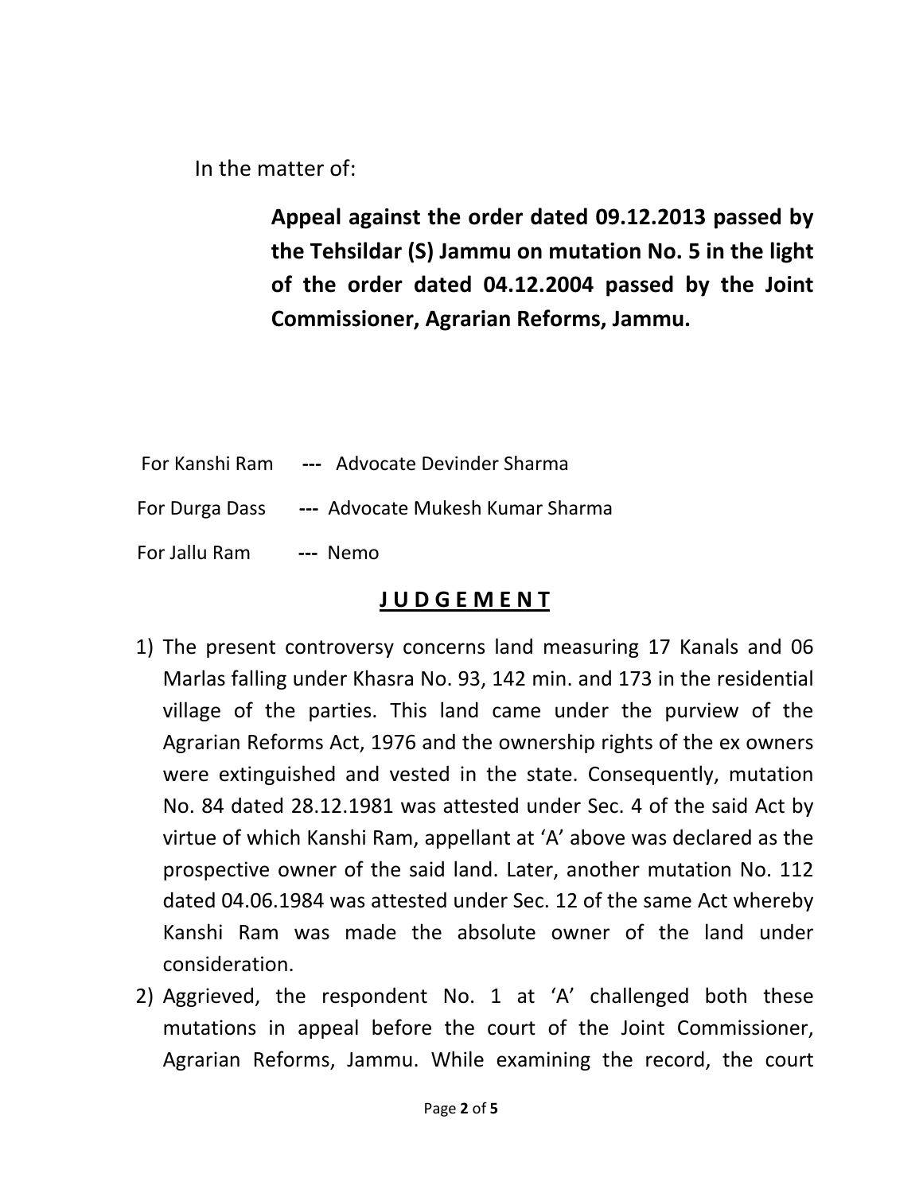In the matter of:

**Appeal against the order dated 09.12.2013 passed by the Tehsildar (S) Jammu on mutation No. 5 in the light of the order dated 04.12.2004 passed by the Joint Commissioner, Agrarian Reforms, Jammu.**

For Kanshi Ram --- Advocate Devinder Sharma

For Durga Dass --- Advocate Mukesh Kumar Sharma

For Jallu Ram --- Nemo

## J U D G E M E N T

1) The present controversy concerns land measuring 17 Kanals and 06 Marlas falling under Khasra No. 93, 142 min. and 173 in the residential village of the parties. This land came under the purview of the Agrarian Reforms Act, 1976 and the ownership rights of the ex owners were extinguished and vested in the state. Consequently, mutation No. 84 dated 28.12.1981 was attested under Sec. 4 of the said Act by virtue of which Kanshi Ram, appellant at 'A' above was declared as the prospective owner of the said land. Later, another mutation No. 112 dated 04.06.1984 was attested under Sec. 12 of the same Act whereby Kanshi Ram was made the absolute owner of the land under consideration.
2) Aggrieved, the respondent No. 1 at 'A' challenged both these mutations in appeal before the court of the Joint Commissioner, Agrarian Reforms, Jammu. While examining the record, the court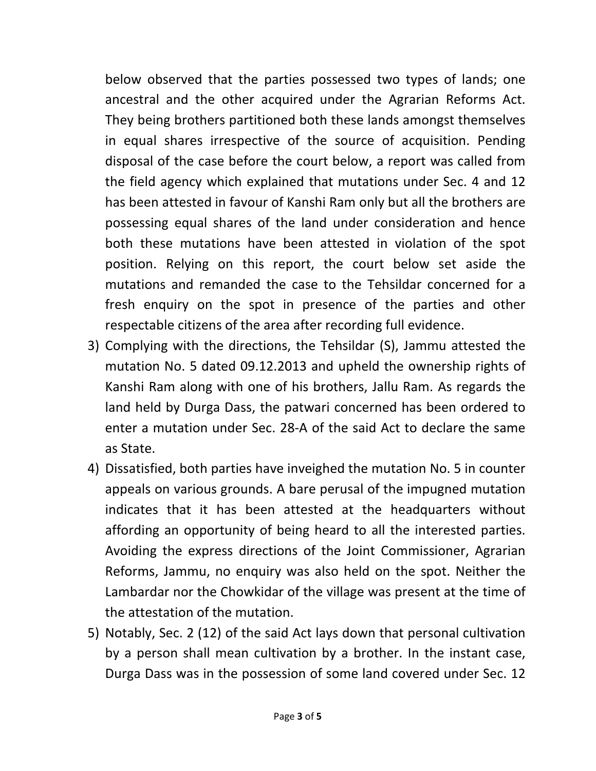below observed that the parties possessed two types of lands; one ancestral and the other acquired under the Agrarian Reforms Act. They being brothers partitioned both these lands amongst themselves in equal shares irrespective of the source of acquisition. Pending disposal of the case before the court below, a report was called from the field agency which explained that mutations under Sec. 4 and 12 has been attested in favour of Kanshi Ram only but all the brothers are possessing equal shares of the land under consideration and hence both these mutations have been attested in violation of the spot position. Relying on this report, the court below set aside the mutations and remanded the case to the Tehsildar concerned for a fresh enquiry on the spot in presence of the parties and other respectable citizens of the area after recording full evidence.

3) Complying with the directions, the Tehsildar (S), Jammu attested the mutation No. 5 dated 09.12.2013 and upheld the ownership rights of Kanshi Ram along with one of his brothers, Jallu Ram. As regards the land held by Durga Dass, the patwari concerned has been ordered to enter a mutation under Sec. 28-A of the said Act to declare the same as State.

4) Dissatisfied, both parties have inveighed the mutation No. 5 in counter appeals on various grounds. A bare perusal of the impugned mutation indicates that it has been attested at the headquarters without affording an opportunity of being heard to all the interested parties. Avoiding the express directions of the Joint Commissioner, Agrarian Reforms, Jammu, no enquiry was also held on the spot. Neither the Lambardar nor the Chowkidar of the village was present at the time of the attestation of the mutation.

5) Notably, Sec. 2 (12) of the said Act lays down that personal cultivation by a person shall mean cultivation by a brother. In the instant case, Durga Dass was in the possession of some land covered under Sec. 12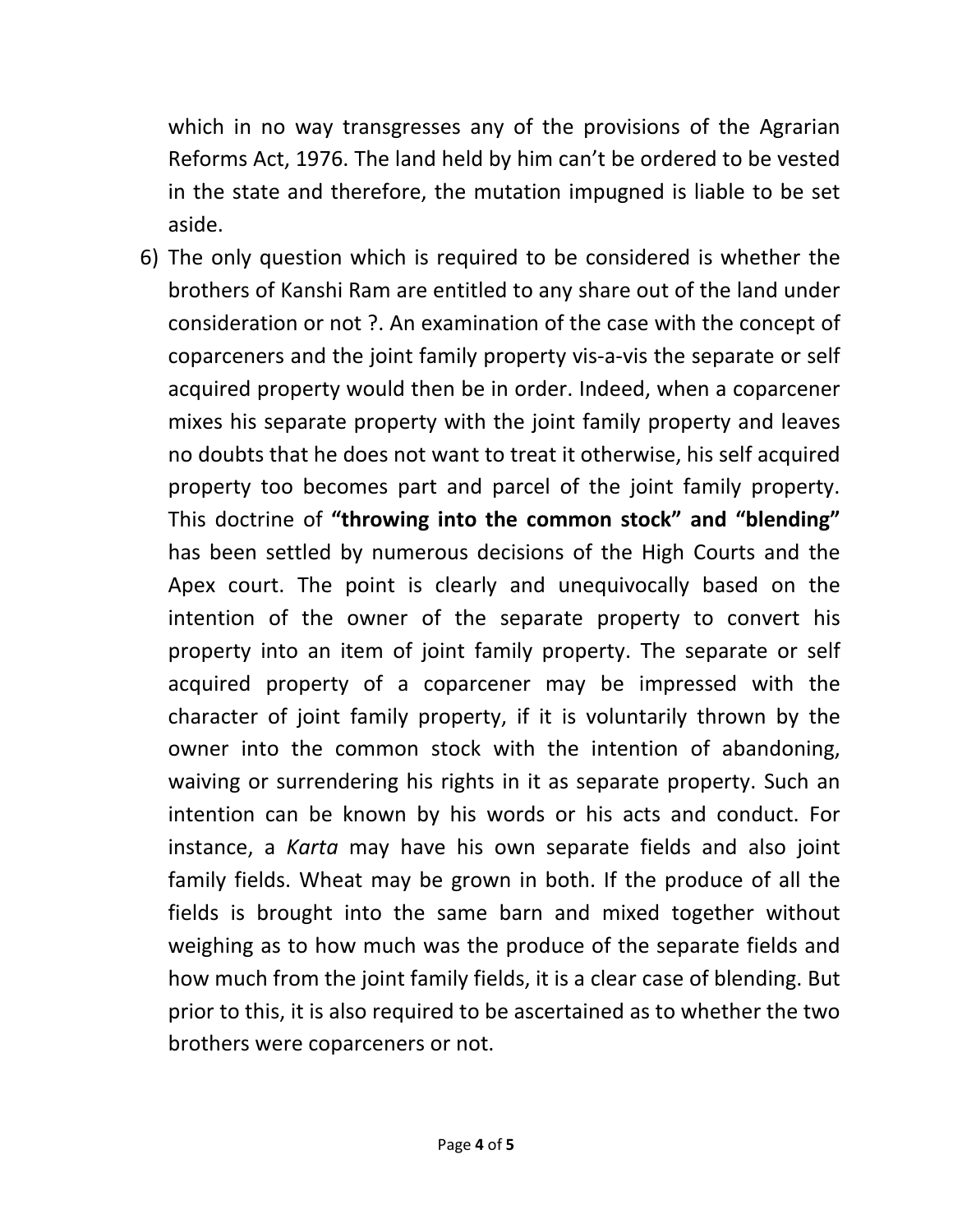which in no way transgresses any of the provisions of the Agrarian Reforms Act, 1976. The land held by him can't be ordered to be vested in the state and therefore, the mutation impugned is liable to be set aside.

6) The only question which is required to be considered is whether the brothers of Kanshi Ram are entitled to any share out of the land under consideration or not ?. An examination of the case with the concept of coparceners and the joint family property vis-a-vis the separate or self acquired property would then be in order. Indeed, when a coparcener mixes his separate property with the joint family property and leaves no doubts that he does not want to treat it otherwise, his self acquired property too becomes part and parcel of the joint family property. This doctrine of **"throwing into the common stock" and "blending"** has been settled by numerous decisions of the High Courts and the Apex court. The point is clearly and unequivocally based on the intention of the owner of the separate property to convert his property into an item of joint family property. The separate or self acquired property of a coparcener may be impressed with the character of joint family property, if it is voluntarily thrown by the owner into the common stock with the intention of abandoning, waiving or surrendering his rights in it as separate property. Such an intention can be known by his words or his acts and conduct. For instance, a *Karta* may have his own separate fields and also joint family fields. Wheat may be grown in both. If the produce of all the fields is brought into the same barn and mixed together without weighing as to how much was the produce of the separate fields and how much from the joint family fields, it is a clear case of blending. But prior to this, it is also required to be ascertained as to whether the two brothers were coparceners or not.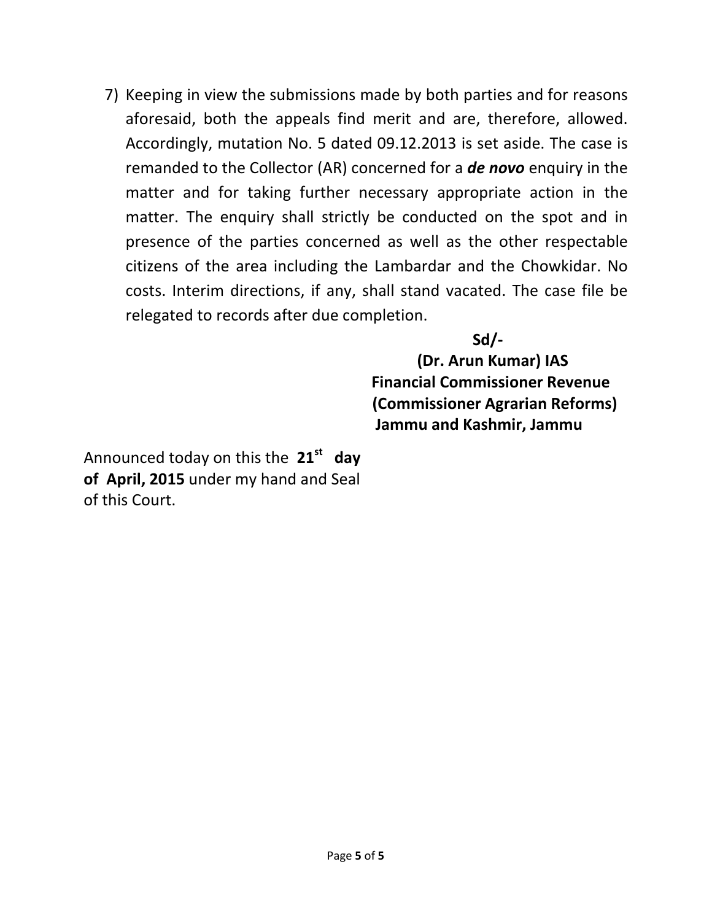7) Keeping in view the submissions made by both parties and for reasons aforesaid, both the appeals find merit and are, therefore, allowed. Accordingly, mutation No. 5 dated 09.12.2013 is set aside. The case is remanded to the Collector (AR) concerned for a ***de novo*** enquiry in the matter and for taking further necessary appropriate action in the matter. The enquiry shall strictly be conducted on the spot and in presence of the parties concerned as well as the other respectable citizens of the area including the Lambardar and the Chowkidar. No costs. Interim directions, if any, shall stand vacated. The case file be relegated to records after due completion.

**Sd/-**

**(Dr. Arun Kumar) IAS**
**Financial Commissioner Revenue**
**(Commissioner Agrarian Reforms)**
**Jammu and Kashmir, Jammu**

Announced today on this the **21st day of April, 2015** under my hand and Seal of this Court.